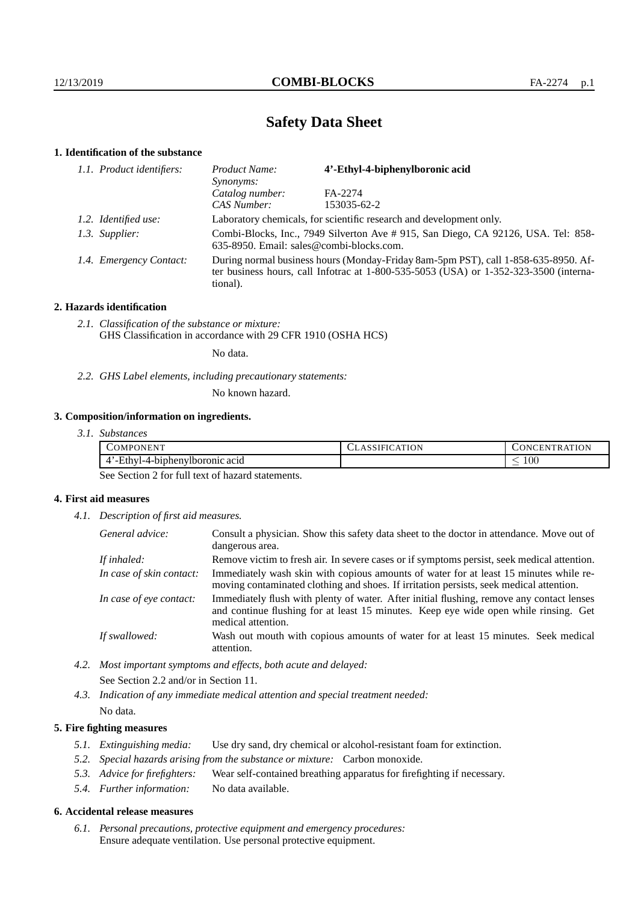# Safety Data Sheet

## 1. Identification of the substance

*1.1. Product identifiers:*

| | |
|---|---|
| *Product Name:* | **4'-Ethyl-4-biphenylboronic acid** |
| *Synonyms:* | |
| *Catalog number:* | FA-2274 |
| *CAS Number:* | 153035-62-2 |

*1.2. Identified use:* Laboratory chemicals, for scientific research and development only.

*1.3. Supplier:* Combi-Blocks, Inc., 7949 Silverton Ave # 915, San Diego, CA 92126, USA. Tel: 858-635-8950. Email: sales@combi-blocks.com.

*1.4. Emergency Contact:* During normal business hours (Monday-Friday 8am-5pm PST), call 1-858-635-8950. After business hours, call Infotrac at 1-800-535-5053 (USA) or 1-352-323-3500 (international).

## 2. Hazards identification

*2.1. Classification of the substance or mixture:*
GHS Classification in accordance with 29 CFR 1910 (OSHA HCS)

No data.

*2.2. GHS Label elements, including precautionary statements:*

No known hazard.

## 3. Composition/information on ingredients.

*3.1. Substances*

| Component | Classification | Concentration |
|---|---|---|
| 4'-Ethyl-4-biphenylboronic acid | | $\leq 100$ |

See Section 2 for full text of hazard statements.

## 4. First aid measures

*4.1. Description of first aid measures.*

*General advice:* Consult a physician. Show this safety data sheet to the doctor in attendance. Move out of dangerous area.

*If inhaled:* Remove victim to fresh air. In severe cases or if symptoms persist, seek medical attention.

*In case of skin contact:* Immediately wash skin with copious amounts of water for at least 15 minutes while removing contaminated clothing and shoes. If irritation persists, seek medical attention.

*In case of eye contact:* Immediately flush with plenty of water. After initial flushing, remove any contact lenses and continue flushing for at least 15 minutes. Keep eye wide open while rinsing. Get medical attention.

*If swallowed:* Wash out mouth with copious amounts of water for at least 15 minutes. Seek medical attention.

*4.2. Most important symptoms and effects, both acute and delayed:*

See Section 2.2 and/or in Section 11.

*4.3. Indication of any immediate medical attention and special treatment needed:*

No data.

## 5. Fire fighting measures

*5.1. Extinguishing media:* Use dry sand, dry chemical or alcohol-resistant foam for extinction.

*5.2. Special hazards arising from the substance or mixture:* Carbon monoxide.

*5.3. Advice for firefighters:* Wear self-contained breathing apparatus for firefighting if necessary.

*5.4. Further information:* No data available.

## 6. Accidental release measures

*6.1. Personal precautions, protective equipment and emergency procedures:*
Ensure adequate ventilation. Use personal protective equipment.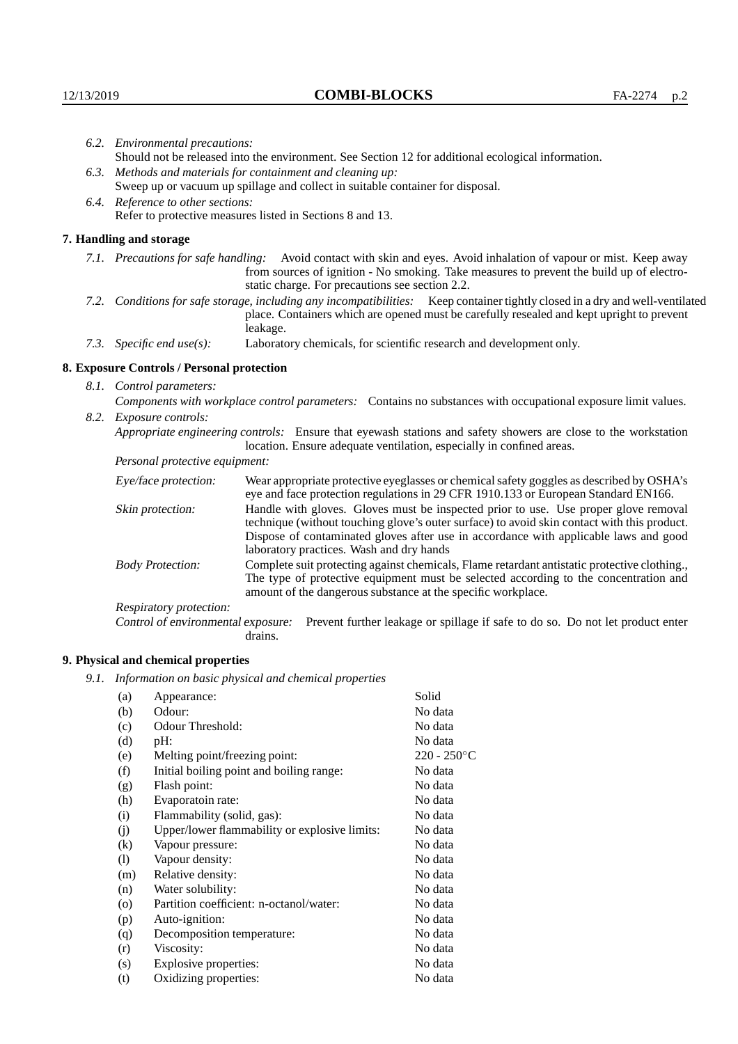*6.2. Environmental precautions:*
Should not be released into the environment. See Section 12 for additional ecological information.

*6.3. Methods and materials for containment and cleaning up:*
Sweep up or vacuum up spillage and collect in suitable container for disposal.

*6.4. Reference to other sections:*
Refer to protective measures listed in Sections 8 and 13.

## 7. Handling and storage

*7.1. Precautions for safe handling:* Avoid contact with skin and eyes. Avoid inhalation of vapour or mist. Keep away from sources of ignition - No smoking. Take measures to prevent the build up of electrostatic charge. For precautions see section 2.2.

*7.2. Conditions for safe storage, including any incompatibilities:* Keep container tightly closed in a dry and well-ventilated place. Containers which are opened must be carefully resealed and kept upright to prevent leakage.

*7.3. Specific end use(s):* Laboratory chemicals, for scientific research and development only.

## 8. Exposure Controls / Personal protection

*8.1. Control parameters:*

*Components with workplace control parameters:* Contains no substances with occupational exposure limit values.

*8.2. Exposure controls:*

*Appropriate engineering controls:* Ensure that eyewash stations and safety showers are close to the workstation location. Ensure adequate ventilation, especially in confined areas.

*Personal protective equipment:*

*Eye/face protection:* Wear appropriate protective eyeglasses or chemical safety goggles as described by OSHA's eye and face protection regulations in 29 CFR 1910.133 or European Standard EN166.

*Skin protection:* Handle with gloves. Gloves must be inspected prior to use. Use proper glove removal technique (without touching glove's outer surface) to avoid skin contact with this product. Dispose of contaminated gloves after use in accordance with applicable laws and good laboratory practices. Wash and dry hands

*Body Protection:* Complete suit protecting against chemicals, Flame retardant antistatic protective clothing., The type of protective equipment must be selected according to the concentration and amount of the dangerous substance at the specific workplace.

*Respiratory protection:*

*Control of environmental exposure:* Prevent further leakage or spillage if safe to do so. Do not let product enter drains.

## 9. Physical and chemical properties

*9.1. Information on basic physical and chemical properties*

| | | |
|---|---|---|
| (a) | Appearance: | Solid |
| (b) | Odour: | No data |
| (c) | Odour Threshold: | No data |
| (d) | pH: | No data |
| (e) | Melting point/freezing point: | 220 - 250°C |
| (f) | Initial boiling point and boiling range: | No data |
| (g) | Flash point: | No data |
| (h) | Evaporatoin rate: | No data |
| (i) | Flammability (solid, gas): | No data |
| (j) | Upper/lower flammability or explosive limits: | No data |
| (k) | Vapour pressure: | No data |
| (l) | Vapour density: | No data |
| (m) | Relative density: | No data |
| (n) | Water solubility: | No data |
| (o) | Partition coefficient: n-octanol/water: | No data |
| (p) | Auto-ignition: | No data |
| (q) | Decomposition temperature: | No data |
| (r) | Viscosity: | No data |
| (s) | Explosive properties: | No data |
| (t) | Oxidizing properties: | No data |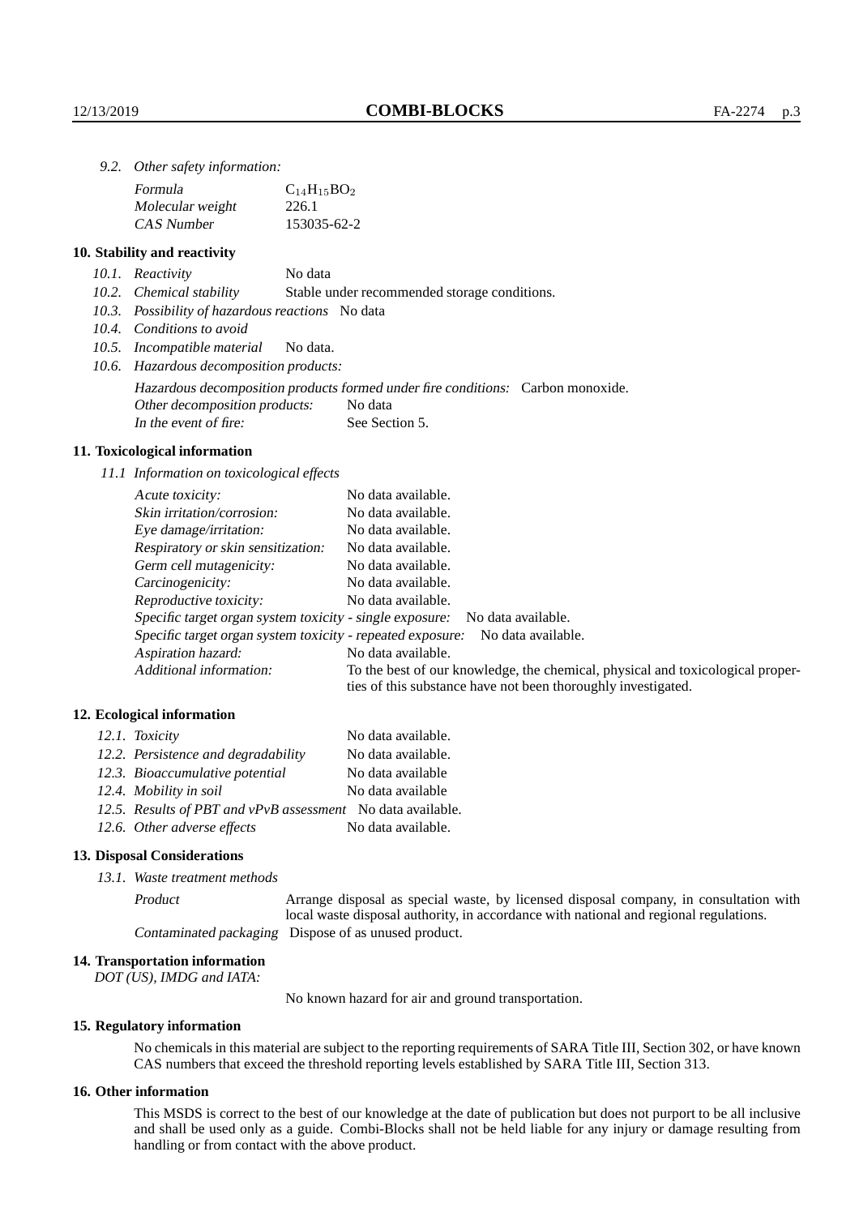*9.2. Other safety information:*

| | |
|---|---|
| *Formula* | $C_{14}H_{15}BO_2$ |
| *Molecular weight* | 226.1 |
| *CAS Number* | 153035-62-2 |

## 10. Stability and reactivity

*10.1. Reactivity* No data

*10.2. Chemical stability* Stable under recommended storage conditions.

*10.3. Possibility of hazardous reactions* No data

*10.4. Conditions to avoid*

*10.5. Incompatible material* No data.

*10.6. Hazardous decomposition products:*

*Hazardous decomposition products formed under fire conditions:* Carbon monoxide.

*Other decomposition products:* No data

*In the event of fire:* See Section 5.

## 11. Toxicological information

*11.1 Information on toxicological effects*

| | |
|---|---|
| *Acute toxicity:* | No data available. |
| *Skin irritation/corrosion:* | No data available. |
| *Eye damage/irritation:* | No data available. |
| *Respiratory or skin sensitization:* | No data available. |
| *Germ cell mutagenicity:* | No data available. |
| *Carcinogenicity:* | No data available. |
| *Reproductive toxicity:* | No data available. |
| *Specific target organ system toxicity - single exposure:* | No data available. |
| *Specific target organ system toxicity - repeated exposure:* | No data available. |
| *Aspiration hazard:* | No data available. |
| *Additional information:* | To the best of our knowledge, the chemical, physical and toxicological properties of this substance have not been thoroughly investigated. |

## 12. Ecological information

| | |
|---|---|
| *12.1. Toxicity* | No data available. |
| *12.2. Persistence and degradability* | No data available. |
| *12.3. Bioaccumulative potential* | No data available |
| *12.4. Mobility in soil* | No data available |
| *12.5. Results of PBT and vPvB assessment* | No data available. |
| *12.6. Other adverse effects* | No data available. |

## 13. Disposal Considerations

*13.1. Waste treatment methods*

*Product* Arrange disposal as special waste, by licensed disposal company, in consultation with local waste disposal authority, in accordance with national and regional regulations.

*Contaminated packaging* Dispose of as unused product.

## 14. Transportation information

*DOT (US), IMDG and IATA:*

No known hazard for air and ground transportation.

## 15. Regulatory information

No chemicals in this material are subject to the reporting requirements of SARA Title III, Section 302, or have known CAS numbers that exceed the threshold reporting levels established by SARA Title III, Section 313.

## 16. Other information

This MSDS is correct to the best of our knowledge at the date of publication but does not purport to be all inclusive and shall be used only as a guide. Combi-Blocks shall not be held liable for any injury or damage resulting from handling or from contact with the above product.